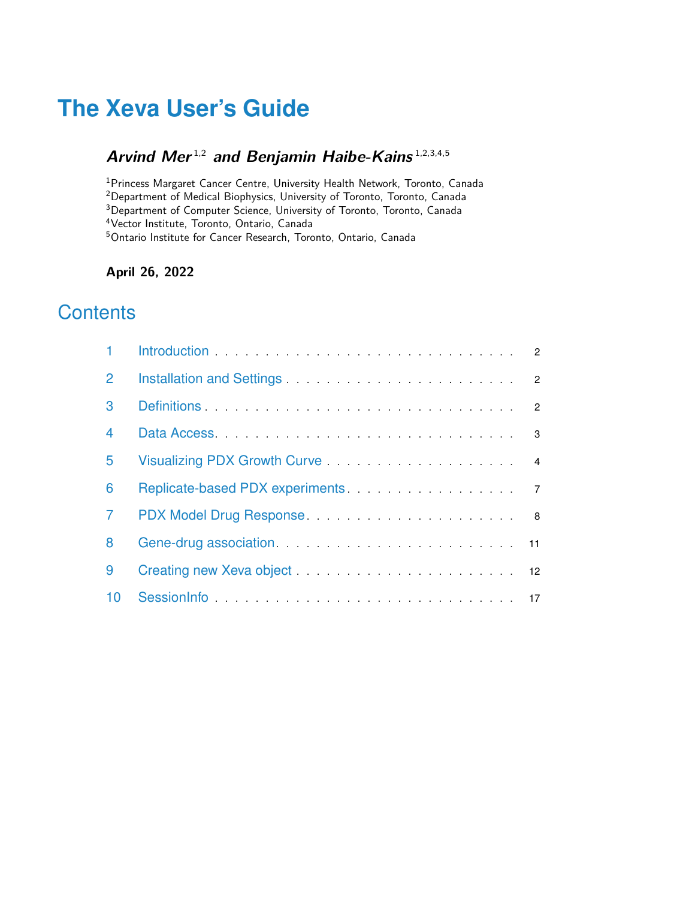# The Xeva User's Guide

***Arvind Mer***[1,2] ***and Benjamin Haibe-Kains***[1,2,3,4,5]

[1]Princess Margaret Cancer Centre, University Health Network, Toronto, Canada
[2]Department of Medical Biophysics, University of Toronto, Toronto, Canada
[3]Department of Computer Science, University of Toronto, Toronto, Canada
[4]Vector Institute, Toronto, Ontario, Canada
[5]Ontario Institute for Cancer Research, Toronto, Ontario, Canada

**April 26, 2022**

## Contents

1 Introduction . . . . . . . . . . . . . . . . . . . . . . . . . . . . . . 2

2 Installation and Settings . . . . . . . . . . . . . . . . . . . . . . . . 2

3 Definitions . . . . . . . . . . . . . . . . . . . . . . . . . . . . . . . 2

4 Data Access . . . . . . . . . . . . . . . . . . . . . . . . . . . . . . 3

5 Visualizing PDX Growth Curve . . . . . . . . . . . . . . . . . . . . 4

6 Replicate-based PDX experiments . . . . . . . . . . . . . . . . . . 7

7 PDX Model Drug Response . . . . . . . . . . . . . . . . . . . . . . 8

8 Gene-drug association . . . . . . . . . . . . . . . . . . . . . . . . 11

9 Creating new Xeva object . . . . . . . . . . . . . . . . . . . . . . . 12

10 SessionInfo . . . . . . . . . . . . . . . . . . . . . . . . . . . . . . 17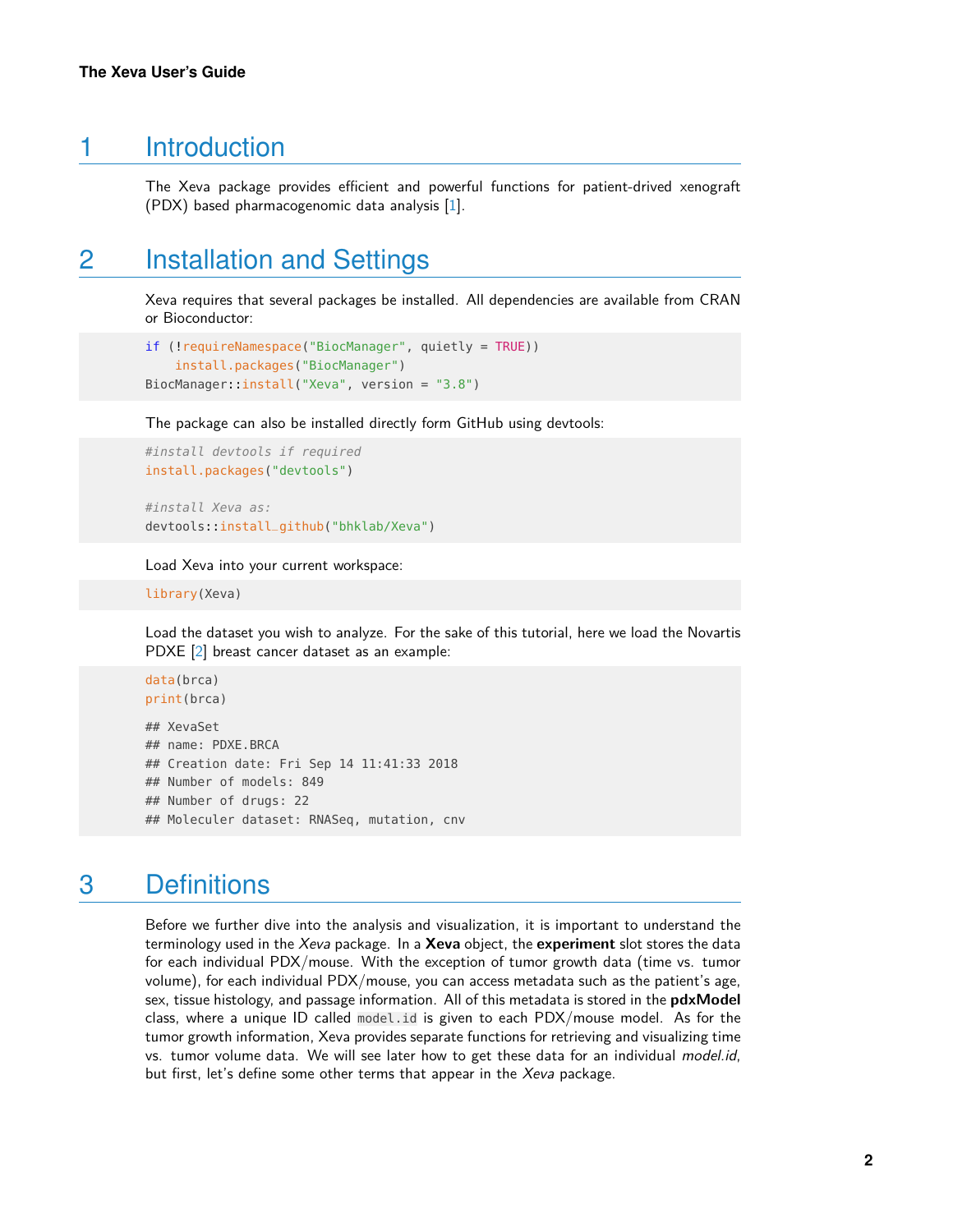# 1 Introduction

The Xeva package provides efficient and powerful functions for patient-drived xenograft (PDX) based pharmacogenomic data analysis [1].

# 2 Installation and Settings

Xeva requires that several packages be installed. All dependencies are available from CRAN or Bioconductor:

```
if (!requireNamespace("BiocManager", quietly = TRUE))
    install.packages("BiocManager")
BiocManager::install("Xeva", version = "3.8")
```

The package can also be installed directly form GitHub using devtools:

```
#install devtools if required
install.packages("devtools")

#install Xeva as:
devtools::install_github("bhklab/Xeva")
```

Load Xeva into your current workspace:

```
library(Xeva)
```

Load the dataset you wish to analyze. For the sake of this tutorial, here we load the Novartis PDXE [2] breast cancer dataset as an example:

```
data(brca)
print(brca)

## XevaSet
## name: PDXE.BRCA
## Creation date: Fri Sep 14 11:41:33 2018
## Number of models: 849
## Number of drugs: 22
## Moleculer dataset: RNASeq, mutation, cnv
```

# 3 Definitions

Before we further dive into the analysis and visualization, it is important to understand the terminology used in the *Xeva* package. In a **Xeva** object, the **experiment** slot stores the data for each individual PDX/mouse. With the exception of tumor growth data (time vs. tumor volume), for each individual PDX/mouse, you can access metadata such as the patient's age, sex, tissue histology, and passage information. All of this metadata is stored in the **pdxModel** class, where a unique ID called `model.id` is given to each PDX/mouse model. As for the tumor growth information, Xeva provides separate functions for retrieving and visualizing time vs. tumor volume data. We will see later how to get these data for an individual *model.id*, but first, let's define some other terms that appear in the *Xeva* package.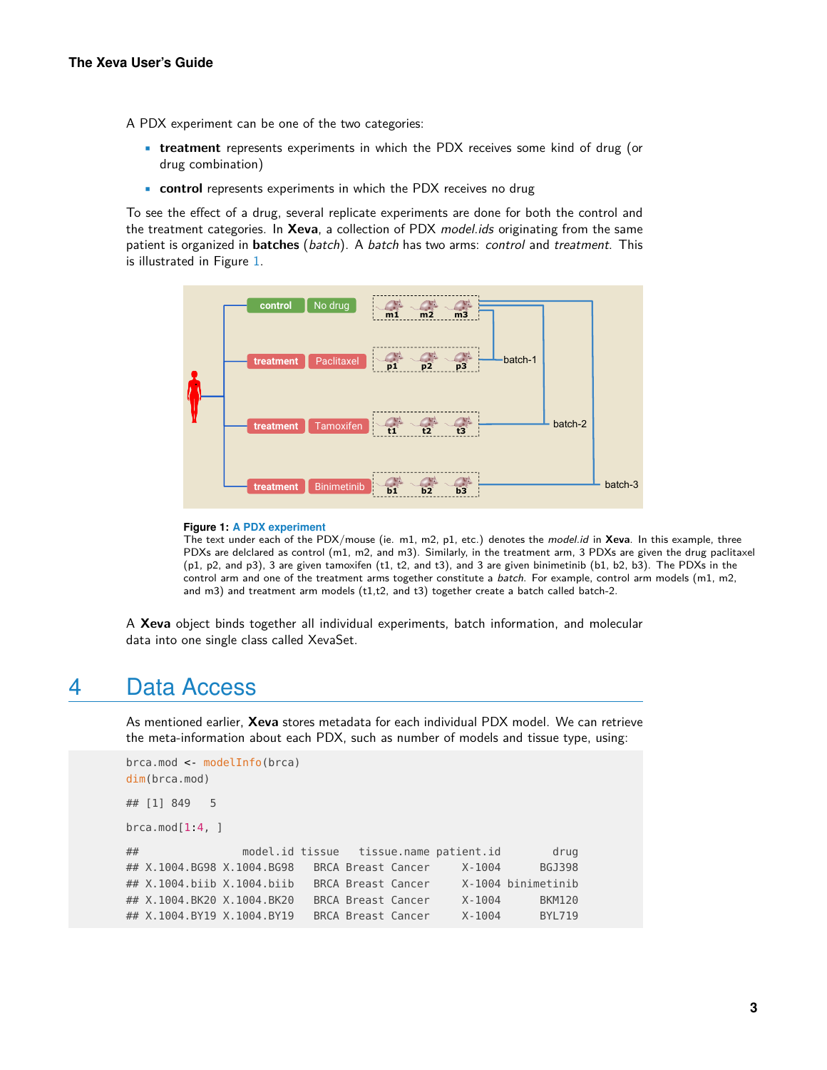A PDX experiment can be one of the two categories:

- **treatment** represents experiments in which the PDX receives some kind of drug (or drug combination)
- **control** represents experiments in which the PDX receives no drug

To see the effect of a drug, several replicate experiments are done for both the control and the treatment categories. In **Xeva**, a collection of PDX *model.ids* originating from the same patient is organized in **batches** (*batch*). A *batch* has two arms: *control* and *treatment*. This is illustrated in Figure 1.

**Figure 1: A PDX experiment**
The text under each of the PDX/mouse (ie. m1, m2, p1, etc.) denotes the *model.id* in **Xeva**. In this example, three PDXs are delclared as control (m1, m2, and m3). Similarly, in the treatment arm, 3 PDXs are given the drug paclitaxel (p1, p2, and p3), 3 are given tamoxifen (t1, t2, and t3), and 3 are given binimetinib (b1, b2, b3). The PDXs in the control arm and one of the treatment arms together constitute a *batch*. For example, control arm models (m1, m2, and m3) and treatment arm models (t1,t2, and t3) together create a batch called batch-2.

A **Xeva** object binds together all individual experiments, batch information, and molecular data into one single class called XevaSet.

# 4 Data Access

As mentioned earlier, **Xeva** stores metadata for each individual PDX model. We can retrieve the meta-information about each PDX, such as number of models and tissue type, using:

```
brca.mod <- modelInfo(brca)
dim(brca.mod)

## [1] 849   5

brca.mod[1:4, ]

##                  model.id tissue   tissue.name patient.id        drug
## X.1004.BG98 X.1004.BG98   BRCA Breast Cancer     X-1004      BGJ398
## X.1004.biib X.1004.biib   BRCA Breast Cancer     X-1004 binimetinib
## X.1004.BK20 X.1004.BK20   BRCA Breast Cancer     X-1004      BKM120
## X.1004.BY19 X.1004.BY19   BRCA Breast Cancer     X-1004      BYL719
```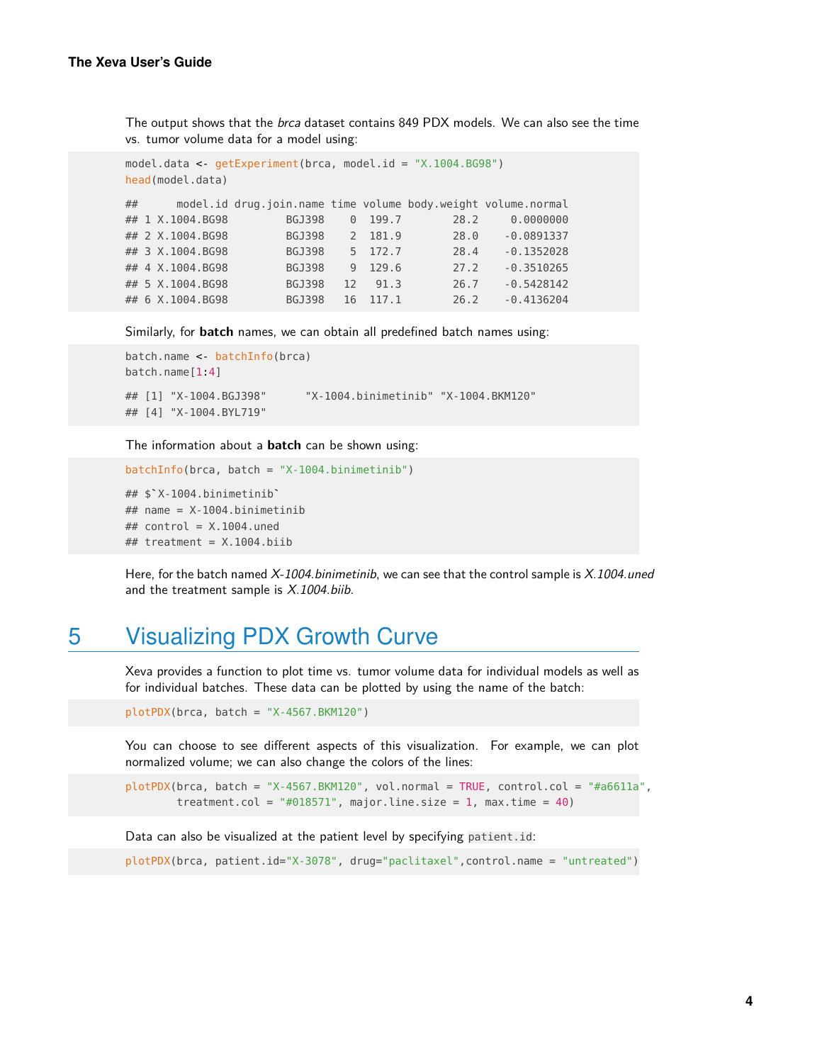The output shows that the *brca* dataset contains 849 PDX models. We can also see the time vs. tumor volume data for a model using:

```
model.data <- getExperiment(brca, model.id = "X.1004.BG98")
head(model.data)

##      model.id drug.join.name time volume body.weight volume.normal
## 1 X.1004.BG98         BGJ398    0  199.7        28.2     0.0000000
## 2 X.1004.BG98         BGJ398    2  181.9        28.0    -0.0891337
## 3 X.1004.BG98         BGJ398    5  172.7        28.4    -0.1352028
## 4 X.1004.BG98         BGJ398    9  129.6        27.2    -0.3510265
## 5 X.1004.BG98         BGJ398   12   91.3        26.7    -0.5428142
## 6 X.1004.BG98         BGJ398   16  117.1        26.2    -0.4136204
```

Similarly, for **batch** names, we can obtain all predefined batch names using:

```
batch.name <- batchInfo(brca)
batch.name[1:4]

## [1] "X-1004.BGJ398"      "X-1004.binimetinib" "X-1004.BKM120"
## [4] "X-1004.BYL719"
```

The information about a **batch** can be shown using:

```
batchInfo(brca, batch = "X-1004.binimetinib")

## $`X-1004.binimetinib`
## name = X-1004.binimetinib
## control = X.1004.uned
## treatment = X.1004.biib
```

Here, for the batch named *X-1004.binimetinib*, we can see that the control sample is *X.1004.uned* and the treatment sample is *X.1004.biib*.

# 5 Visualizing PDX Growth Curve

Xeva provides a function to plot time vs. tumor volume data for individual models as well as for individual batches. These data can be plotted by using the name of the batch:

```
plotPDX(brca, batch = "X-4567.BKM120")
```

You can choose to see different aspects of this visualization. For example, we can plot normalized volume; we can also change the colors of the lines:

```
plotPDX(brca, batch = "X-4567.BKM120", vol.normal = TRUE, control.col = "#a6611a",
        treatment.col = "#018571", major.line.size = 1, max.time = 40)
```

Data can also be visualized at the patient level by specifying `patient.id`:

```
plotPDX(brca, patient.id="X-3078", drug="paclitaxel",control.name = "untreated")
```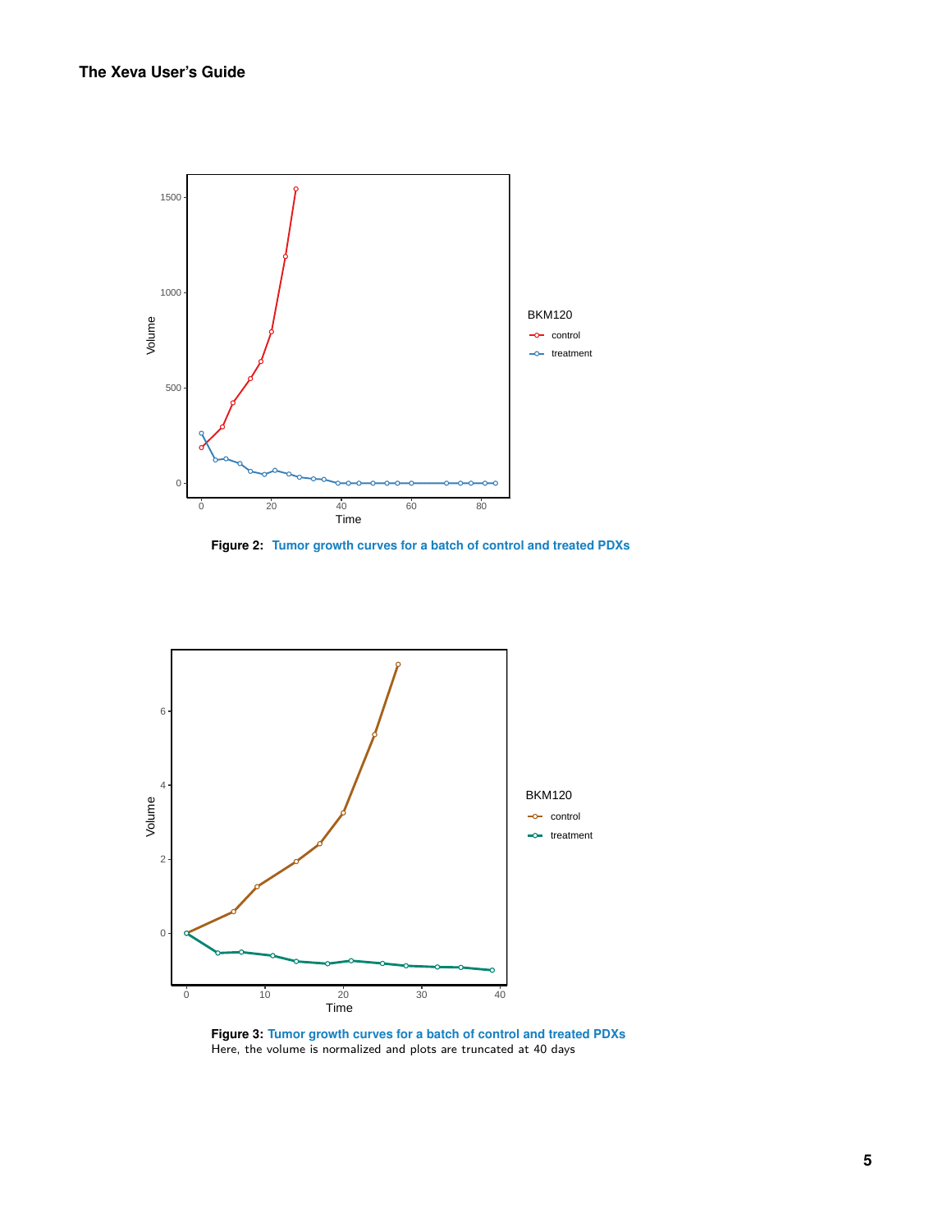1500
1000
500
0
Volume
0
20
40
60
80
Time

BKM120
control
treatment

**Figure 2: Tumor growth curves for a batch of control and treated PDXs**

6
4
2
0
Volume
0
10
20
30
40
Time

BKM120
control
treatment

**Figure 3: Tumor growth curves for a batch of control and treated PDXs**
Here, the volume is normalized and plots are truncated at 40 days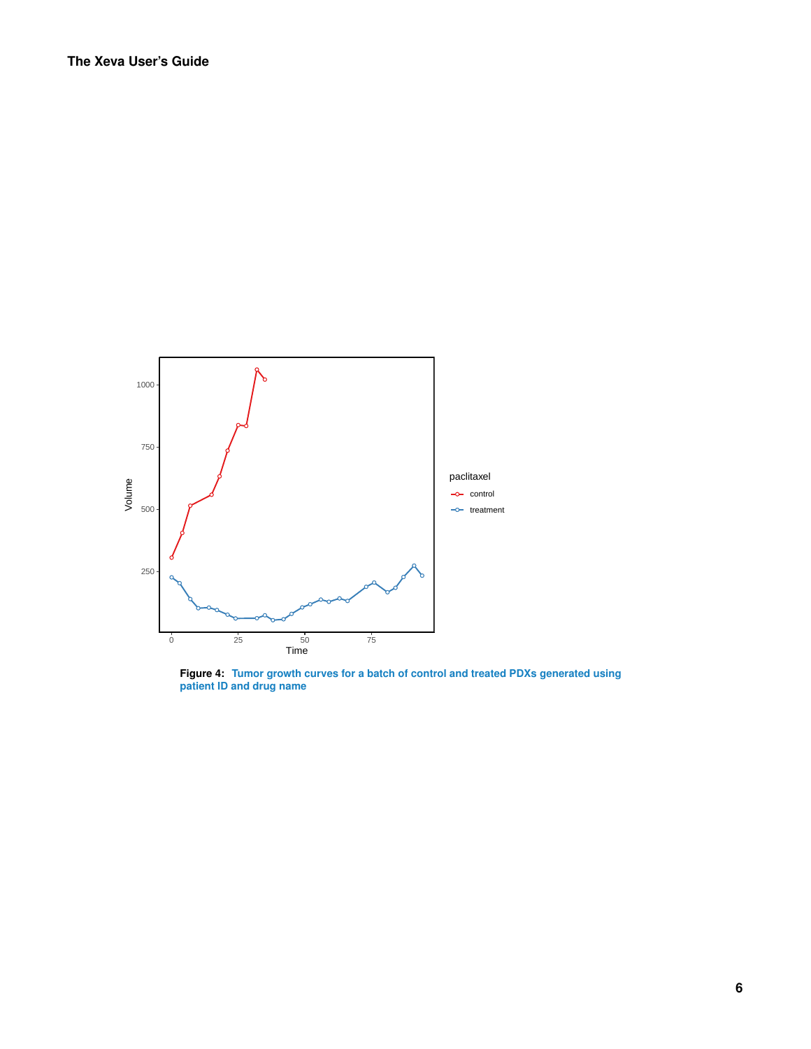paclitaxel

control

treatment

Volume

1000

750

500

250

0

25

50

75

Time

**Figure 4:** Tumor growth curves for a batch of control and treated PDXs generated using patient ID and drug name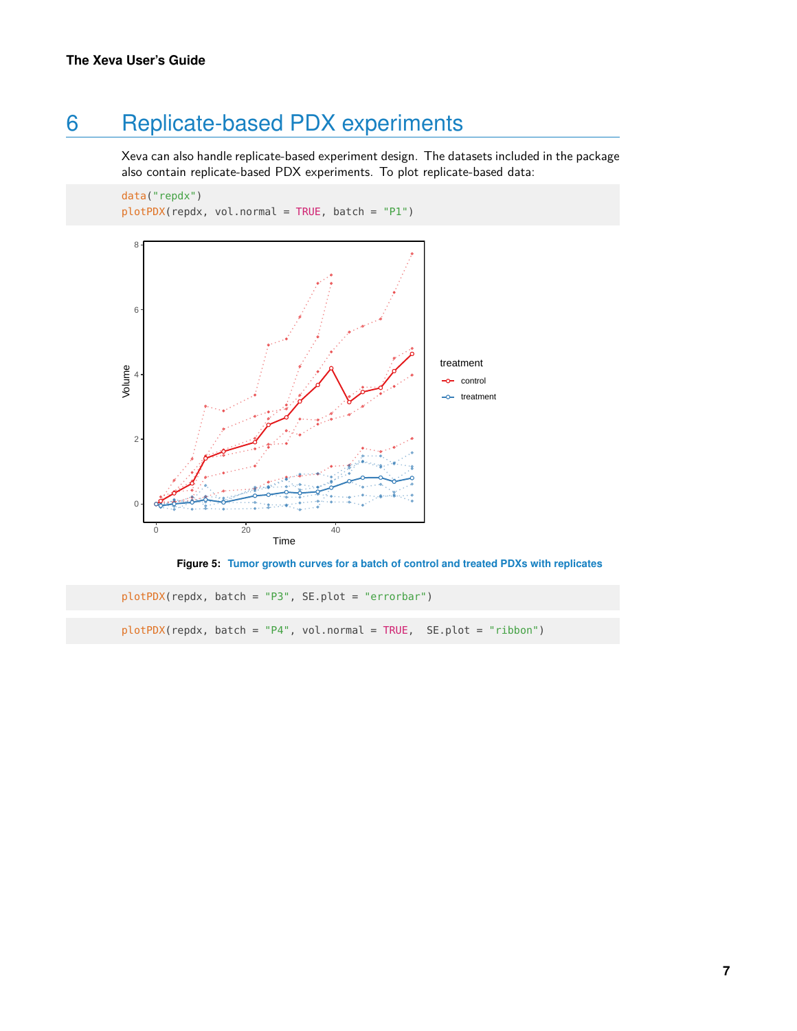# 6 Replicate-based PDX experiments

Xeva can also handle replicate-based experiment design. The datasets included in the package also contain replicate-based PDX experiments. To plot replicate-based data:

```
data("repdx")
plotPDX(repdx, vol.normal = TRUE, batch = "P1")
```

**Figure 5: Tumor growth curves for a batch of control and treated PDXs with replicates**

```
plotPDX(repdx, batch = "P3", SE.plot = "errorbar")
```

```
plotPDX(repdx, batch = "P4", vol.normal = TRUE,  SE.plot = "ribbon")
```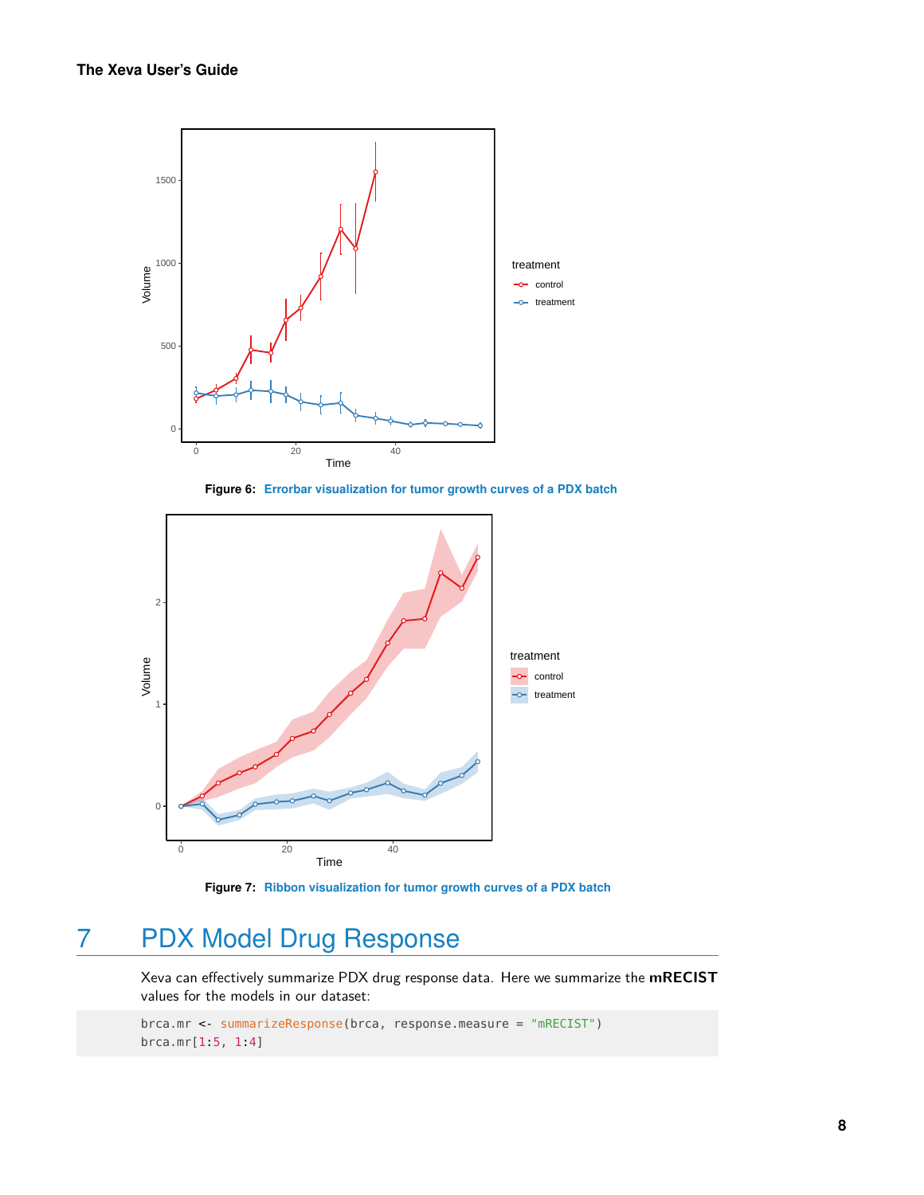Volume

1500

1000

500

0

0

20

40

Time

treatment

control

treatment

**Figure 6: Errorbar visualization for tumor growth curves of a PDX batch**

Volume

2

1

0

0

20

40

Time

treatment

control

treatment

**Figure 7: Ribbon visualization for tumor growth curves of a PDX batch**

# 7 PDX Model Drug Response

Xeva can effectively summarize PDX drug response data. Here we summarize the **mRECIST** values for the models in our dataset:

```
brca.mr <- summarizeResponse(brca, response.measure = "mRECIST")
brca.mr[1:5, 1:4]
```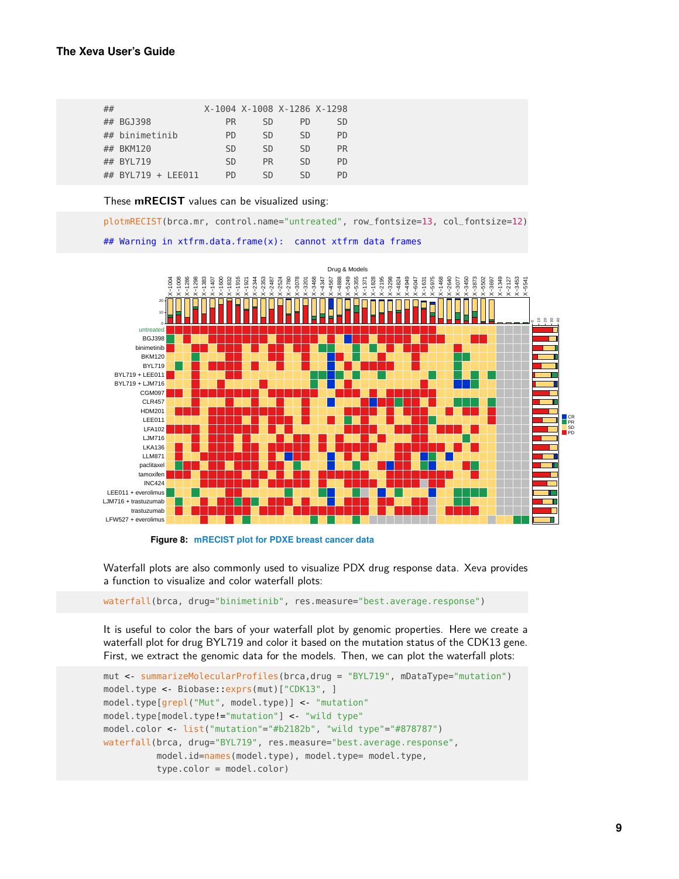```
##                  X-1004 X-1008 X-1286 X-1298
## BGJ398               PR     SD     PD     SD
## binimetinib          PD     SD     SD     PD
## BKM120               SD     SD     SD     PR
## BYL719               SD     PR     SD     PD
## BYL719 + LEE011      PD     SD     SD     PD
```

These **mRECIST** values can be visualized using:

```
plotmRECIST(brca.mr, control.name="untreated", row_fontsize=13, col_fontsize=12)

## Warning in xtfrm.data.frame(x):  cannot xtfrm data frames
```

Drug & Models

X-1004 X-1008 X-1286 X-1298 X-1383 X-1407 X-1600 X-1832 X-1916 X-1921 X-2344 X-2353 X-2487 X-2524 X-2780 X-3078 X-3201 X-3468 X-4347 X-4567 X-4888 X-5249 X-5355 X-1371 X-1828 X-2195 X-3298 X-4824 X-4949 X-6047 X-1631 X-1468 X-2640 X-3077 X-3450 X-3873 X-5502 X-3697 X-1349 X-2127 X-3453 X-5541

0
10
20

untreated
BGJ398
binimetinib
BKM120
BYL719
BYL719 + LEE011
BYL719 + LJM716
CGM097
CLR457
HDM201
LEE011
LFA102
LJM716
LKA136
LLM871
paclitaxel
tamoxifen
INC424
LEE011 + everolimus
LJM716 + trastuzumab
trastuzumab
LFW527 + everolimus

0 10 20 30 40

CR
PR
SD
PD

**Figure 8: mRECIST plot for PDXE breast cancer data**

Waterfall plots are also commonly used to visualize PDX drug response data. Xeva provides a function to visualize and color waterfall plots:

```
waterfall(brca, drug="binimetinib", res.measure="best.average.response")
```

It is useful to color the bars of your waterfall plot by genomic properties. Here we create a waterfall plot for drug BYL719 and color it based on the mutation status of the CDK13 gene. First, we extract the genomic data for the models. Then, we can plot the waterfall plots:

```
mut <- summarizeMolecularProfiles(brca,drug = "BYL719", mDataType="mutation")
model.type <- Biobase::exprs(mut)["CDK13", ]
model.type[grepl("Mut", model.type)] <- "mutation"
model.type[model.type!="mutation"] <- "wild type"
model.color <- list("mutation"="#b2182b", "wild type"="#878787")
waterfall(brca, drug="BYL719", res.measure="best.average.response",
          model.id=names(model.type), model.type= model.type,
          type.color = model.color)
```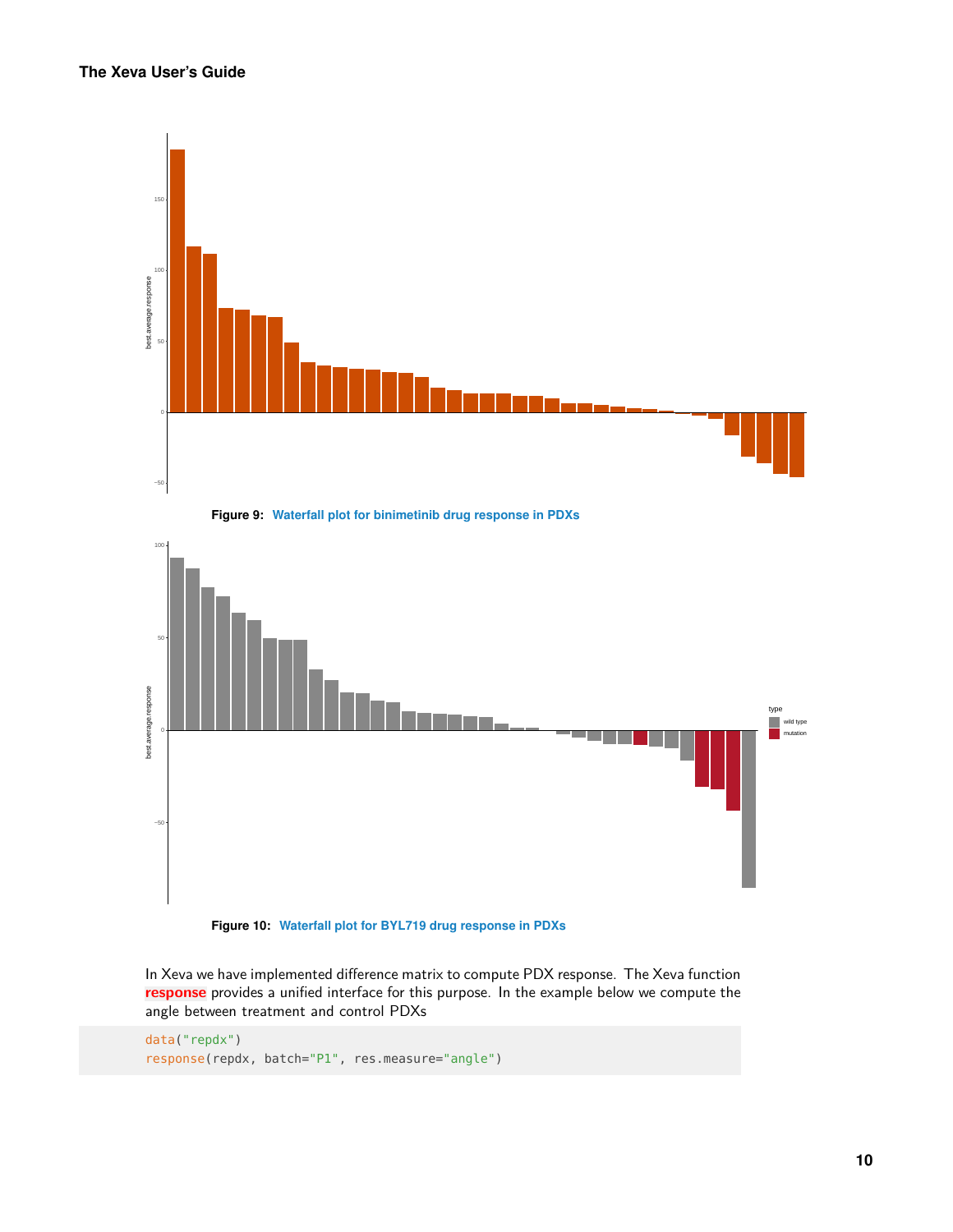Figure 9: Waterfall plot for binimetinib drug response in PDXs

Figure 10: Waterfall plot for BYL719 drug response in PDXs

In Xeva we have implemented difference matrix to compute PDX response. The Xeva function **response** provides a unified interface for this purpose. In the example below we compute the angle between treatment and control PDXs

```
data("repdx")
response(repdx, batch="P1", res.measure="angle")
```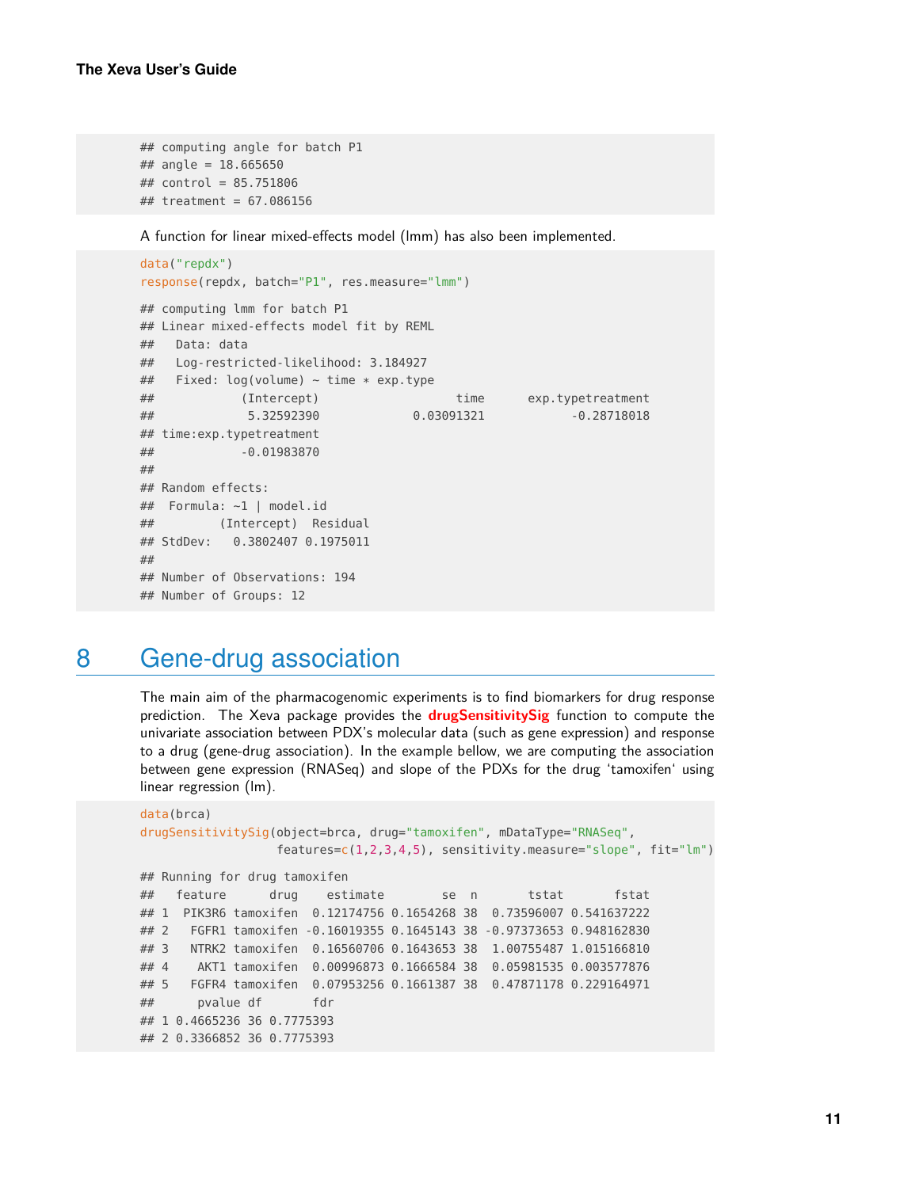```
## computing angle for batch P1
## angle = 18.665650
## control = 85.751806
## treatment = 67.086156
```

A function for linear mixed-effects model (lmm) has also been implemented.

```
data("repdx")
response(repdx, batch="P1", res.measure="lmm")

## computing lmm for batch P1
## Linear mixed-effects model fit by REML
##   Data: data
##   Log-restricted-likelihood: 3.184927
##   Fixed: log(volume) ~ time * exp.type
##           (Intercept)                  time      exp.typetreatment
##            5.32592390            0.03091321            -0.28718018
## time:exp.typetreatment
##           -0.01983870
##
## Random effects:
##  Formula: ~1 | model.id
##         (Intercept)  Residual
## StdDev:   0.3802407 0.1975011
##
## Number of Observations: 194
## Number of Groups: 12
```

# 8 Gene-drug association

The main aim of the pharmacogenomic experiments is to find biomarkers for drug response prediction. The Xeva package provides the **drugSensitivitySig** function to compute the univariate association between PDX's molecular data (such as gene expression) and response to a drug (gene-drug association). In the example bellow, we are computing the association between gene expression (RNASeq) and slope of the PDXs for the drug 'tamoxifen' using linear regression (lm).

```
data(brca)
drugSensitivitySig(object=brca, drug="tamoxifen", mDataType="RNASeq",
                   features=c(1,2,3,4,5), sensitivity.measure="slope", fit="lm")

## Running for drug tamoxifen
##   feature      drug    estimate        se  n       tstat       fstat
## 1  PIK3R6 tamoxifen  0.12174756 0.1654268 38  0.73596007 0.541637222
## 2   FGFR1 tamoxifen -0.16019355 0.1645143 38 -0.97373653 0.948162830
## 3   NTRK2 tamoxifen  0.16560706 0.1643653 38  1.00755487 1.015166810
## 4    AKT1 tamoxifen  0.00996873 0.1666584 38  0.05981535 0.003577876
## 5   FGFR4 tamoxifen  0.07953256 0.1661387 38  0.47871178 0.229164971
##      pvalue df       fdr
## 1 0.4665236 36 0.7775393
## 2 0.3366852 36 0.7775393
```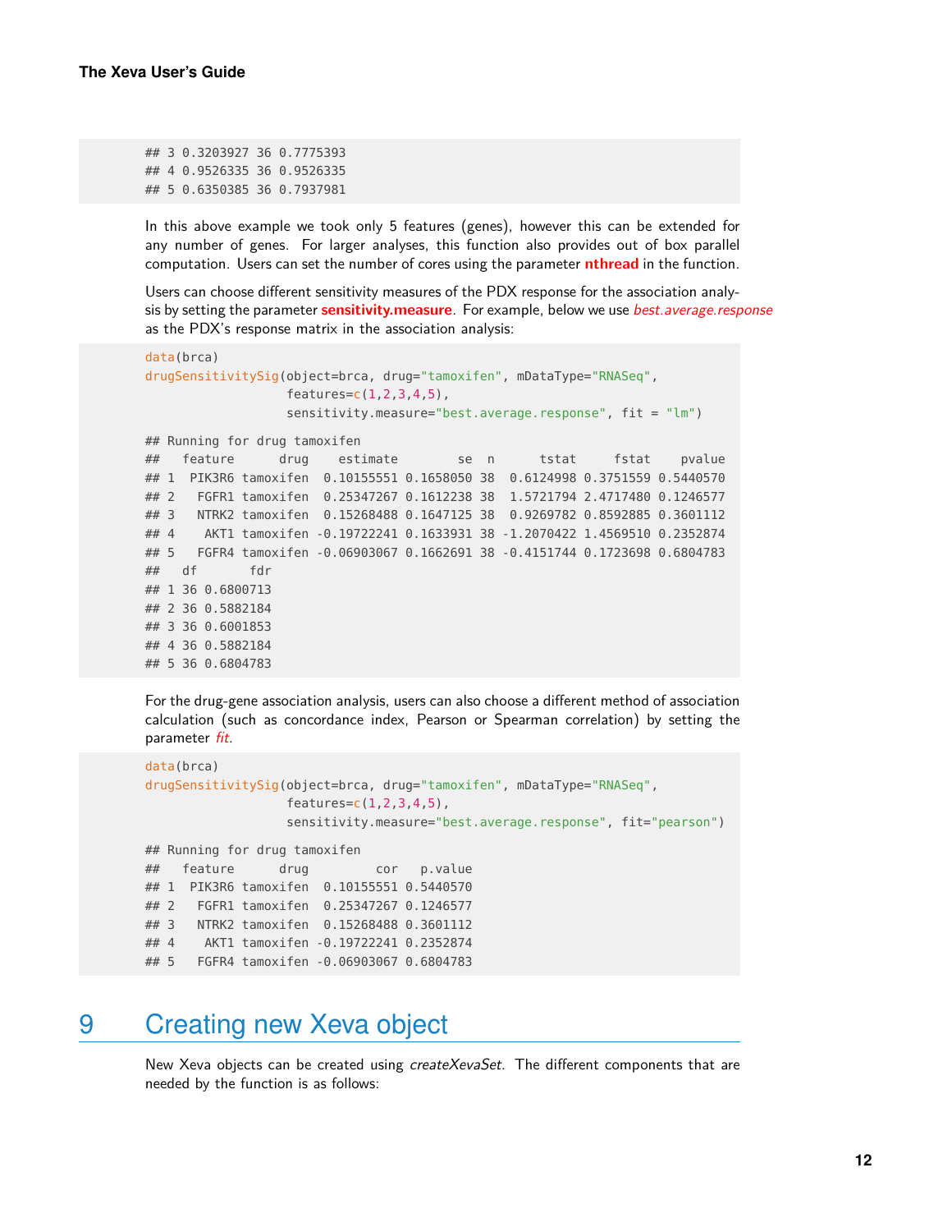```
## 3 0.3203927 36 0.7775393
## 4 0.9526335 36 0.9526335
## 5 0.6350385 36 0.7937981
```

In this above example we took only 5 features (genes), however this can be extended for any number of genes. For larger analyses, this function also provides out of box parallel computation. Users can set the number of cores using the parameter **nthread** in the function.

Users can choose different sensitivity measures of the PDX response for the association analysis by setting the parameter **sensitivity.measure**. For example, below we use *best.average.response* as the PDX's response matrix in the association analysis:

```
data(brca)
drugSensitivitySig(object=brca, drug="tamoxifen", mDataType="RNASeq",
                   features=c(1,2,3,4,5),
                   sensitivity.measure="best.average.response", fit = "lm")

## Running for drug tamoxifen
##   feature      drug    estimate        se  n      tstat     fstat    pvalue
## 1  PIK3R6 tamoxifen  0.10155551 0.1658050 38  0.6124998 0.3751559 0.5440570
## 2   FGFR1 tamoxifen  0.25347267 0.1612238 38  1.5721794 2.4717480 0.1246577
## 3   NTRK2 tamoxifen  0.15268488 0.1647125 38  0.9269782 0.8592885 0.3601112
## 4    AKT1 tamoxifen -0.19722241 0.1633931 38 -1.2070422 1.4569510 0.2352874
## 5   FGFR4 tamoxifen -0.06903067 0.1662691 38 -0.4151744 0.1723698 0.6804783
##   df       fdr
## 1 36 0.6800713
## 2 36 0.5882184
## 3 36 0.6001853
## 4 36 0.5882184
## 5 36 0.6804783
```

For the drug-gene association analysis, users can also choose a different method of association calculation (such as concordance index, Pearson or Spearman correlation) by setting the parameter *fit*.

```
data(brca)
drugSensitivitySig(object=brca, drug="tamoxifen", mDataType="RNASeq",
                   features=c(1,2,3,4,5),
                   sensitivity.measure="best.average.response", fit="pearson")

## Running for drug tamoxifen
##   feature      drug         cor   p.value
## 1  PIK3R6 tamoxifen  0.10155551 0.5440570
## 2   FGFR1 tamoxifen  0.25347267 0.1246577
## 3   NTRK2 tamoxifen  0.15268488 0.3601112
## 4    AKT1 tamoxifen -0.19722241 0.2352874
## 5   FGFR4 tamoxifen -0.06903067 0.6804783
```

# 9 Creating new Xeva object

New Xeva objects can be created using *createXevaSet*. The different components that are needed by the function is as follows: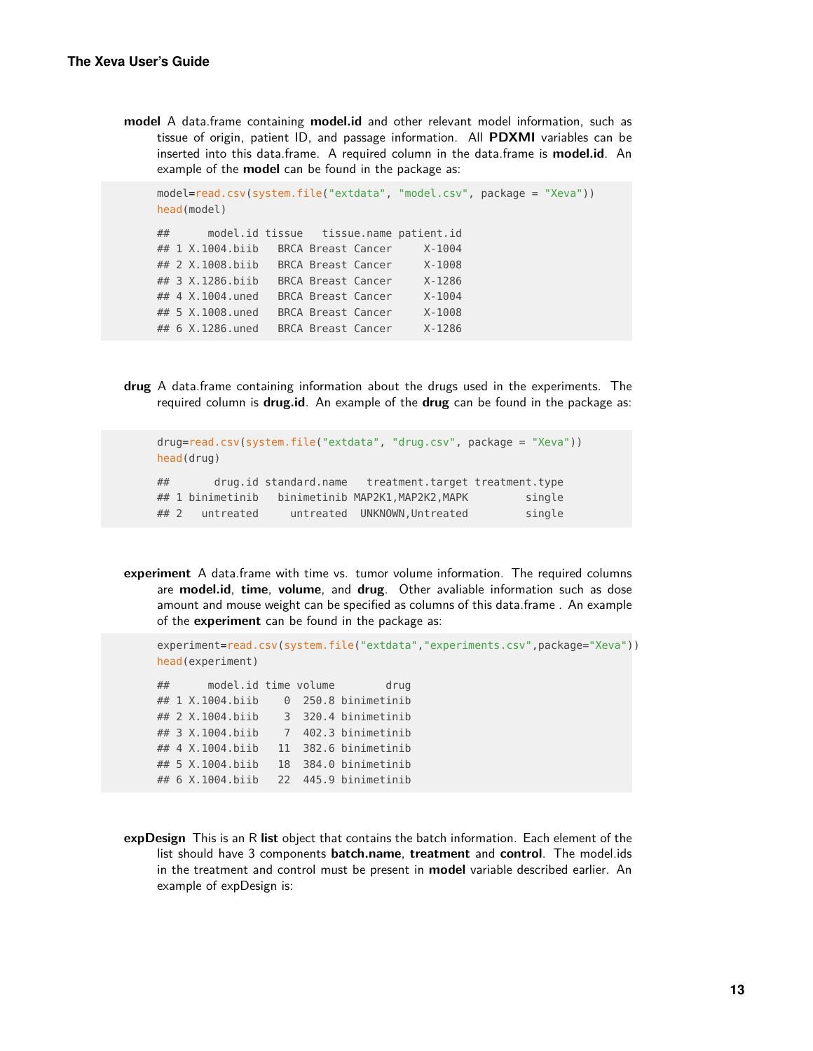**model** A data.frame containing **model.id** and other relevant model information, such as tissue of origin, patient ID, and passage information. All **PDXMI** variables can be inserted into this data.frame. A required column in the data.frame is **model.id**. An example of the **model** can be found in the package as:

```
model=read.csv(system.file("extdata", "model.csv", package = "Xeva"))
head(model)

##      model.id tissue   tissue.name patient.id
## 1 X.1004.biib   BRCA Breast Cancer     X-1004
## 2 X.1008.biib   BRCA Breast Cancer     X-1008
## 3 X.1286.biib   BRCA Breast Cancer     X-1286
## 4 X.1004.uned   BRCA Breast Cancer     X-1004
## 5 X.1008.uned   BRCA Breast Cancer     X-1008
## 6 X.1286.uned   BRCA Breast Cancer     X-1286
```

**drug** A data.frame containing information about the drugs used in the experiments. The required column is **drug.id**. An example of the **drug** can be found in the package as:

```
drug=read.csv(system.file("extdata", "drug.csv", package = "Xeva"))
head(drug)

##       drug.id standard.name   treatment.target treatment.type
## 1 binimetinib   binimetinib MAP2K1,MAP2K2,MAPK         single
## 2   untreated     untreated  UNKNOWN,Untreated         single
```

**experiment** A data.frame with time vs. tumor volume information. The required columns are **model.id**, **time**, **volume**, and **drug**. Other avaliable information such as dose amount and mouse weight can be specified as columns of this data.frame . An example of the **experiment** can be found in the package as:

```
experiment=read.csv(system.file("extdata","experiments.csv",package="Xeva"))
head(experiment)

##      model.id time volume        drug
## 1 X.1004.biib    0  250.8 binimetinib
## 2 X.1004.biib    3  320.4 binimetinib
## 3 X.1004.biib    7  402.3 binimetinib
## 4 X.1004.biib   11  382.6 binimetinib
## 5 X.1004.biib   18  384.0 binimetinib
## 6 X.1004.biib   22  445.9 binimetinib
```

**expDesign** This is an R **list** object that contains the batch information. Each element of the list should have 3 components **batch.name**, **treatment** and **control**. The model.ids in the treatment and control must be present in **model** variable described earlier. An example of expDesign is: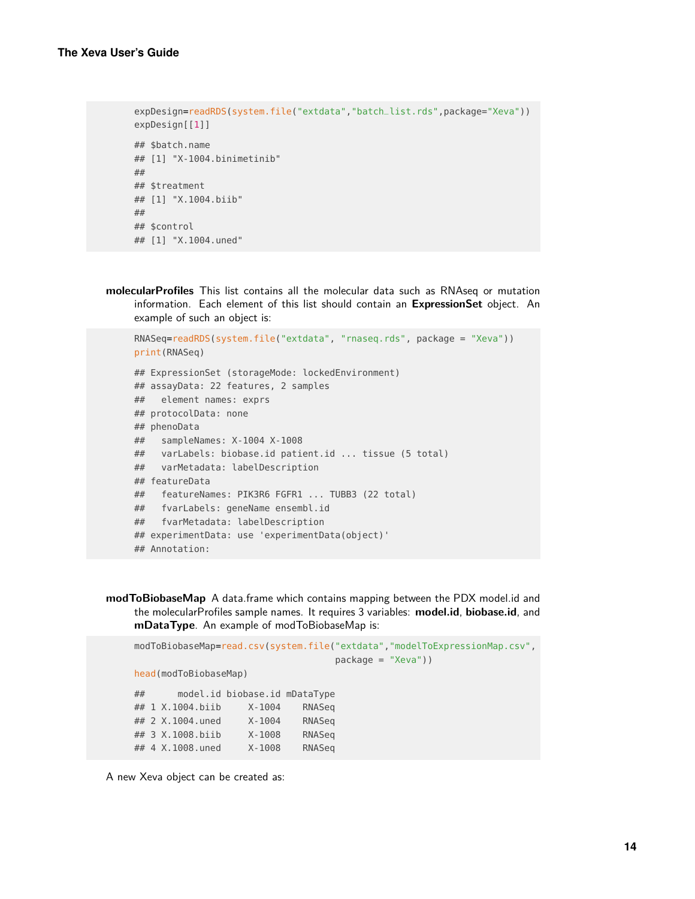```
expDesign=readRDS(system.file("extdata","batch_list.rds",package="Xeva"))
expDesign[[1]]

## $batch.name
## [1] "X-1004.binimetinib"
##
## $treatment
## [1] "X.1004.biib"
##
## $control
## [1] "X.1004.uned"
```

**molecularProfiles** This list contains all the molecular data such as RNAseq or mutation information. Each element of this list should contain an **ExpressionSet** object. An example of such an object is:

```
RNASeq=readRDS(system.file("extdata", "rnaseq.rds", package = "Xeva"))
print(RNASeq)

## ExpressionSet (storageMode: lockedEnvironment)
## assayData: 22 features, 2 samples
##   element names: exprs
## protocolData: none
## phenoData
##   sampleNames: X-1004 X-1008
##   varLabels: biobase.id patient.id ... tissue (5 total)
##   varMetadata: labelDescription
## featureData
##   featureNames: PIK3R6 FGFR1 ... TUBB3 (22 total)
##   fvarLabels: geneName ensembl.id
##   fvarMetadata: labelDescription
## experimentData: use 'experimentData(object)'
## Annotation:
```

**modToBiobaseMap** A data.frame which contains mapping between the PDX model.id and the molecularProfiles sample names. It requires 3 variables: **model.id**, **biobase.id**, and **mDataType**. An example of modToBiobaseMap is:

```
modToBiobaseMap=read.csv(system.file("extdata","modelToExpressionMap.csv",
                                     package = "Xeva"))
head(modToBiobaseMap)

##      model.id biobase.id mDataType
## 1 X.1004.biib     X-1004    RNASeq
## 2 X.1004.uned     X-1004    RNASeq
## 3 X.1008.biib     X-1008    RNASeq
## 4 X.1008.uned     X-1008    RNASeq
```

A new Xeva object can be created as: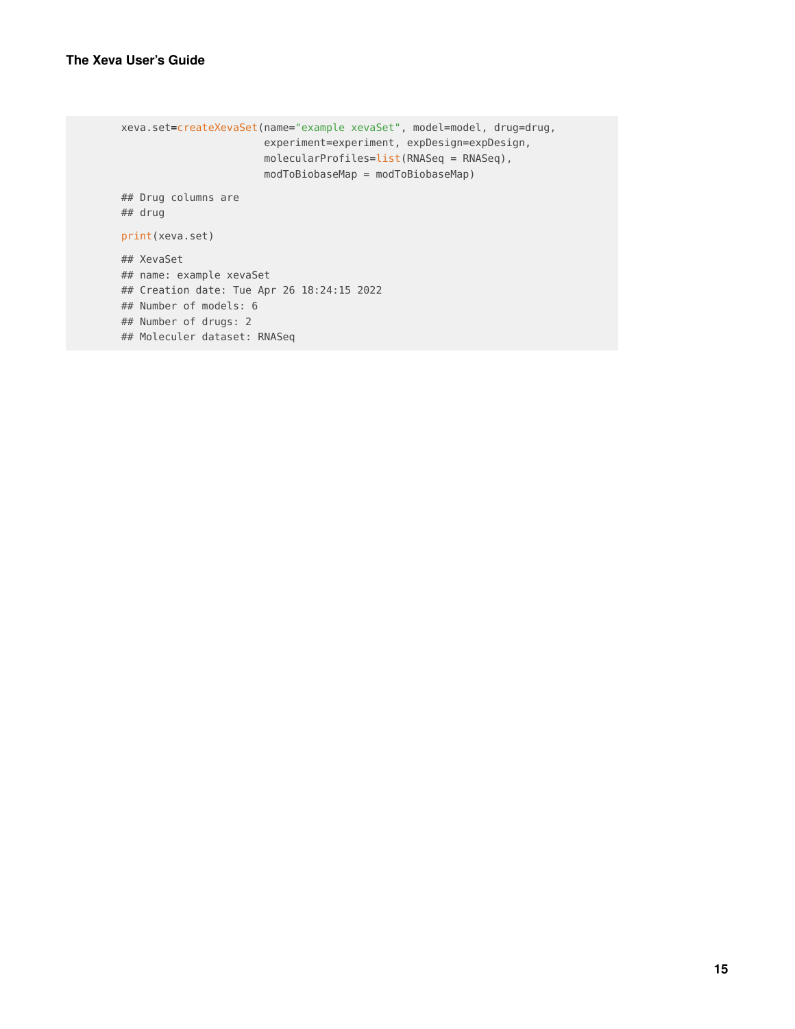```r
xeva.set=createXevaSet(name="example xevaSet", model=model, drug=drug,
                       experiment=experiment, expDesign=expDesign,
                       molecularProfiles=list(RNASeq = RNASeq),
                       modToBiobaseMap = modToBiobaseMap)

## Drug columns are
## drug

print(xeva.set)

## XevaSet
## name: example xevaSet
## Creation date: Tue Apr 26 18:24:15 2022
## Number of models: 6
## Number of drugs: 2
## Moleculer dataset: RNASeq
```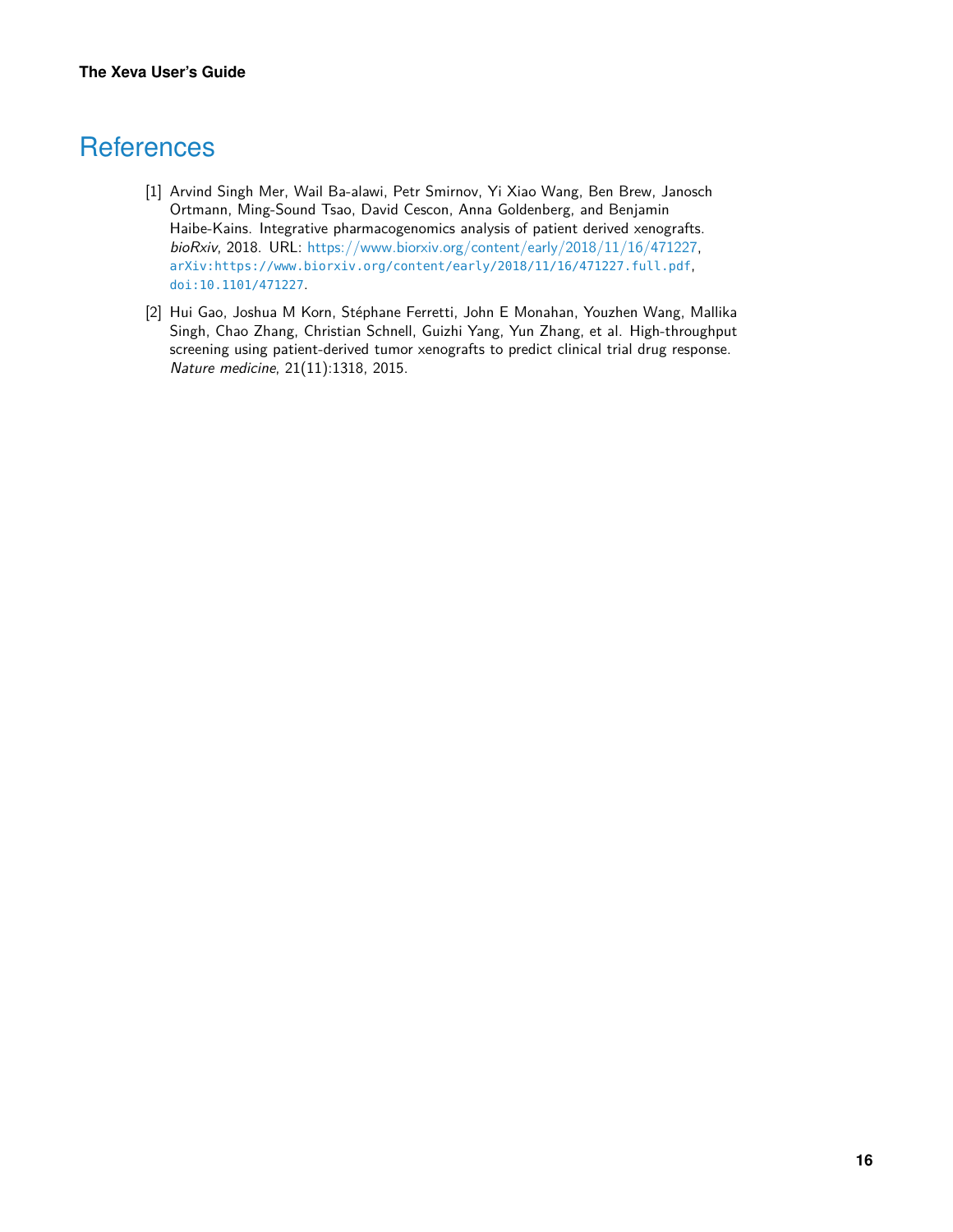# References

[1] Arvind Singh Mer, Wail Ba-alawi, Petr Smirnov, Yi Xiao Wang, Ben Brew, Janosch Ortmann, Ming-Sound Tsao, David Cescon, Anna Goldenberg, and Benjamin Haibe-Kains. Integrative pharmacogenomics analysis of patient derived xenografts. *bioRxiv*, 2018. URL: https://www.biorxiv.org/content/early/2018/11/16/471227, arXiv:https://www.biorxiv.org/content/early/2018/11/16/471227.full.pdf, doi:10.1101/471227.

[2] Hui Gao, Joshua M Korn, Stéphane Ferretti, John E Monahan, Youzhen Wang, Mallika Singh, Chao Zhang, Christian Schnell, Guizhi Yang, Yun Zhang, et al. High-throughput screening using patient-derived tumor xenografts to predict clinical trial drug response. *Nature medicine*, 21(11):1318, 2015.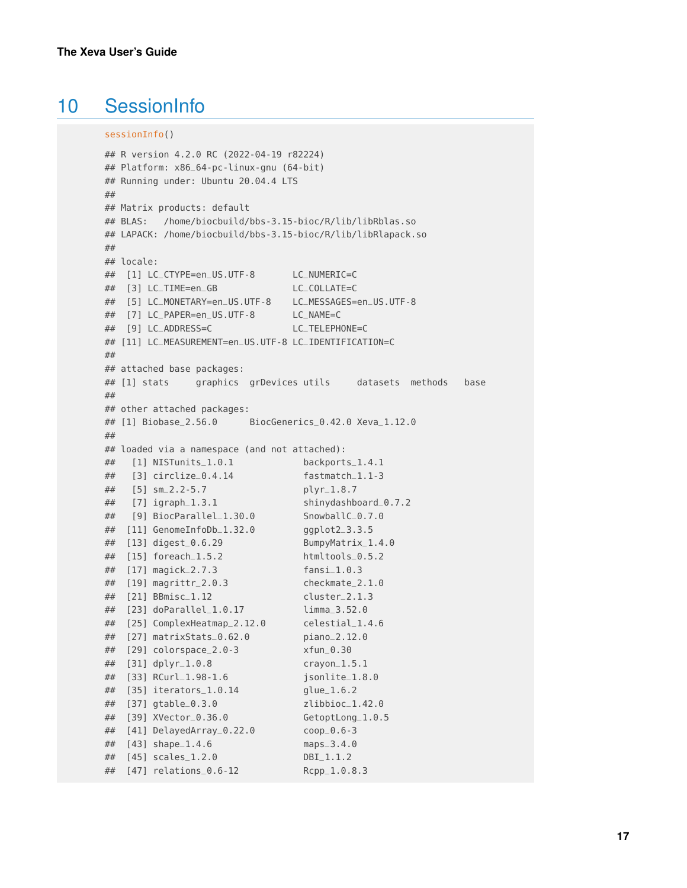# 10 SessionInfo

```
sessionInfo()

## R version 4.2.0 RC (2022-04-19 r82224)
## Platform: x86_64-pc-linux-gnu (64-bit)
## Running under: Ubuntu 20.04.4 LTS
##
## Matrix products: default
## BLAS:   /home/biocbuild/bbs-3.15-bioc/R/lib/libRblas.so
## LAPACK: /home/biocbuild/bbs-3.15-bioc/R/lib/libRlapack.so
##
## locale:
##  [1] LC_CTYPE=en_US.UTF-8       LC_NUMERIC=C
##  [3] LC_TIME=en_GB              LC_COLLATE=C
##  [5] LC_MONETARY=en_US.UTF-8    LC_MESSAGES=en_US.UTF-8
##  [7] LC_PAPER=en_US.UTF-8       LC_NAME=C
##  [9] LC_ADDRESS=C               LC_TELEPHONE=C
## [11] LC_MEASUREMENT=en_US.UTF-8 LC_IDENTIFICATION=C
##
## attached base packages:
## [1] stats     graphics  grDevices utils     datasets  methods   base
##
## other attached packages:
## [1] Biobase_2.56.0      BiocGenerics_0.42.0 Xeva_1.12.0
##
## loaded via a namespace (and not attached):
##   [1] NISTunits_1.0.1            backports_1.4.1
##   [3] circlize_0.4.14            fastmatch_1.1-3
##   [5] sm_2.2-5.7                 plyr_1.8.7
##   [7] igraph_1.3.1               shinydashboard_0.7.2
##   [9] BiocParallel_1.30.0        SnowballC_0.7.0
##  [11] GenomeInfoDb_1.32.0        ggplot2_3.3.5
##  [13] digest_0.6.29              BumpyMatrix_1.4.0
##  [15] foreach_1.5.2              htmltools_0.5.2
##  [17] magick_2.7.3               fansi_1.0.3
##  [19] magrittr_2.0.3             checkmate_2.1.0
##  [21] BBmisc_1.12                cluster_2.1.3
##  [23] doParallel_1.0.17          limma_3.52.0
##  [25] ComplexHeatmap_2.12.0      celestial_1.4.6
##  [27] matrixStats_0.62.0         piano_2.12.0
##  [29] colorspace_2.0-3           xfun_0.30
##  [31] dplyr_1.0.8                crayon_1.5.1
##  [33] RCurl_1.98-1.6             jsonlite_1.8.0
##  [35] iterators_1.0.14           glue_1.6.2
##  [37] gtable_0.3.0               zlibbioc_1.42.0
##  [39] XVector_0.36.0             GetoptLong_1.0.5
##  [41] DelayedArray_0.22.0        coop_0.6-3
##  [43] shape_1.4.6                maps_3.4.0
##  [45] scales_1.2.0               DBI_1.1.2
##  [47] relations_0.6-12           Rcpp_1.0.8.3
```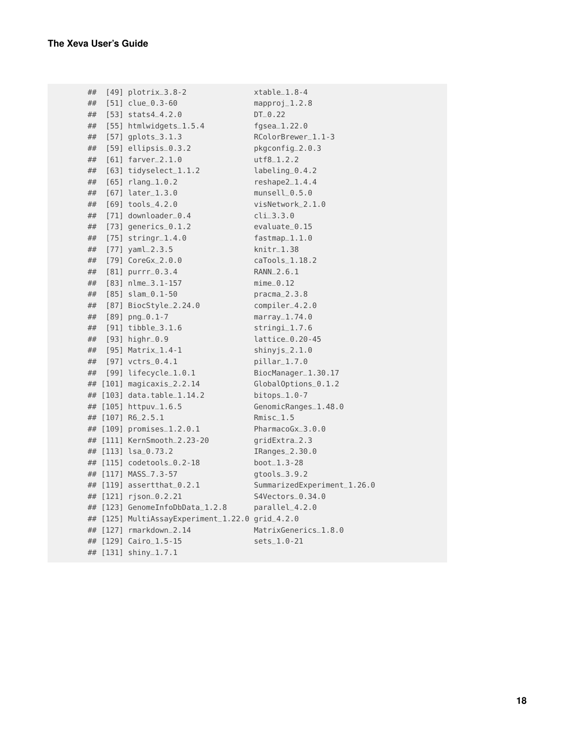```
## [49] plotrix_3.8-2              xtable_1.8-4
## [51] clue_0.3-60                mapproj_1.2.8
## [53] stats4_4.2.0               DT_0.22
## [55] htmlwidgets_1.5.4          fgsea_1.22.0
## [57] gplots_3.1.3               RColorBrewer_1.1-3
## [59] ellipsis_0.3.2             pkgconfig_2.0.3
## [61] farver_2.1.0               utf8_1.2.2
## [63] tidyselect_1.1.2           labeling_0.4.2
## [65] rlang_1.0.2                reshape2_1.4.4
## [67] later_1.3.0                munsell_0.5.0
## [69] tools_4.2.0                visNetwork_2.1.0
## [71] downloader_0.4             cli_3.3.0
## [73] generics_0.1.2             evaluate_0.15
## [75] stringr_1.4.0              fastmap_1.1.0
## [77] yaml_2.3.5                 knitr_1.38
## [79] CoreGx_2.0.0               caTools_1.18.2
## [81] purrr_0.3.4                RANN_2.6.1
## [83] nlme_3.1-157               mime_0.12
## [85] slam_0.1-50                pracma_2.3.8
## [87] BiocStyle_2.24.0           compiler_4.2.0
## [89] png_0.1-7                  marray_1.74.0
## [91] tibble_3.1.6               stringi_1.7.6
## [93] highr_0.9                  lattice_0.20-45
## [95] Matrix_1.4-1               shinyjs_2.1.0
## [97] vctrs_0.4.1                pillar_1.7.0
## [99] lifecycle_1.0.1            BiocManager_1.30.17
## [101] magicaxis_2.2.14          GlobalOptions_0.1.2
## [103] data.table_1.14.2         bitops_1.0-7
## [105] httpuv_1.6.5              GenomicRanges_1.48.0
## [107] R6_2.5.1                  Rmisc_1.5
## [109] promises_1.2.0.1          PharmacoGx_3.0.0
## [111] KernSmooth_2.23-20        gridExtra_2.3
## [113] lsa_0.73.2                IRanges_2.30.0
## [115] codetools_0.2-18          boot_1.3-28
## [117] MASS_7.3-57               gtools_3.9.2
## [119] assertthat_0.2.1          SummarizedExperiment_1.26.0
## [121] rjson_0.2.21              S4Vectors_0.34.0
## [123] GenomeInfoDbData_1.2.8    parallel_4.2.0
## [125] MultiAssayExperiment_1.22.0 grid_4.2.0
## [127] rmarkdown_2.14            MatrixGenerics_1.8.0
## [129] Cairo_1.5-15              sets_1.0-21
## [131] shiny_1.7.1
```